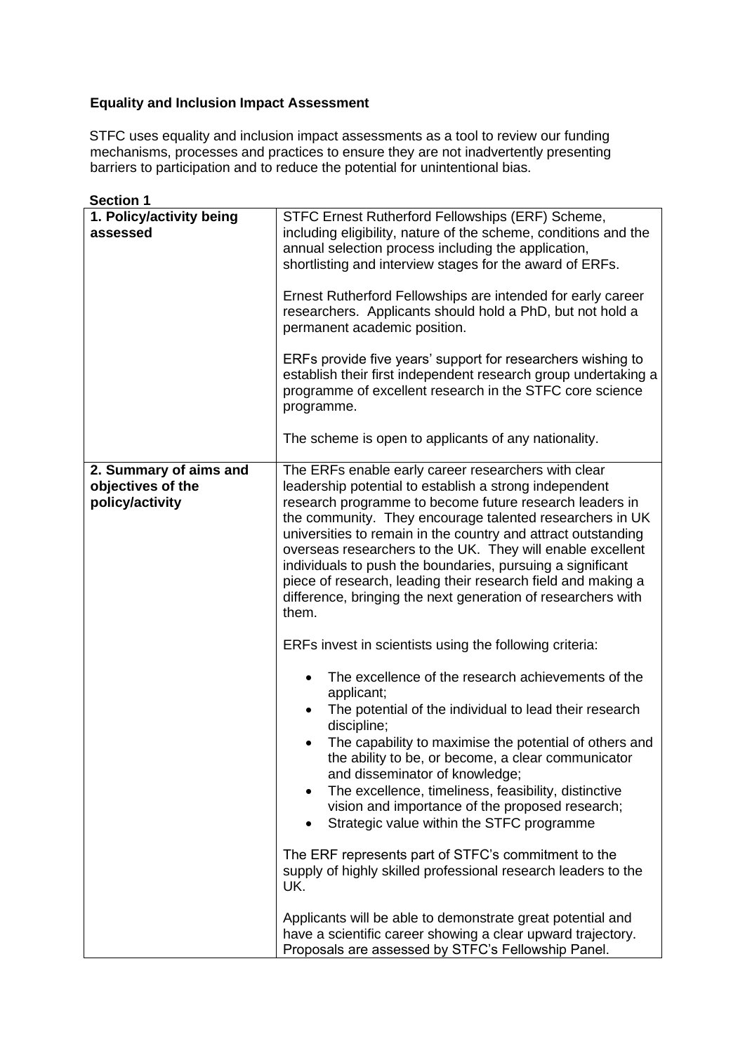**Equality and Inclusion Impact Assessment**

STFC uses equality and inclusion impact assessments as a tool to review our funding mechanisms, processes and practices to ensure they are not inadvertently presenting barriers to participation and to reduce the potential for unintentional bias.

**Section 1**

| | |
|---|---|
| **1. Policy/activity being assessed** | STFC Ernest Rutherford Fellowships (ERF) Scheme, including eligibility, nature of the scheme, conditions and the annual selection process including the application, shortlisting and interview stages for the award of ERFs.<br><br>Ernest Rutherford Fellowships are intended for early career researchers. Applicants should hold a PhD, but not hold a permanent academic position.<br><br>ERFs provide five years' support for researchers wishing to establish their first independent research group undertaking a programme of excellent research in the STFC core science programme.<br><br>The scheme is open to applicants of any nationality. |
| **2. Summary of aims and objectives of the policy/activity** | The ERFs enable early career researchers with clear leadership potential to establish a strong independent research programme to become future research leaders in the community. They encourage talented researchers in UK universities to remain in the country and attract outstanding overseas researchers to the UK. They will enable excellent individuals to push the boundaries, pursuing a significant piece of research, leading their research field and making a difference, bringing the next generation of researchers with them.<br><br>ERFs invest in scientists using the following criteria:<br><br>• The excellence of the research achievements of the applicant;<br>• The potential of the individual to lead their research discipline;<br>• The capability to maximise the potential of others and the ability to be, or become, a clear communicator and disseminator of knowledge;<br>• The excellence, timeliness, feasibility, distinctive vision and importance of the proposed research;<br>• Strategic value within the STFC programme<br><br>The ERF represents part of STFC's commitment to the supply of highly skilled professional research leaders to the UK.<br><br>Applicants will be able to demonstrate great potential and have a scientific career showing a clear upward trajectory. Proposals are assessed by STFC's Fellowship Panel. |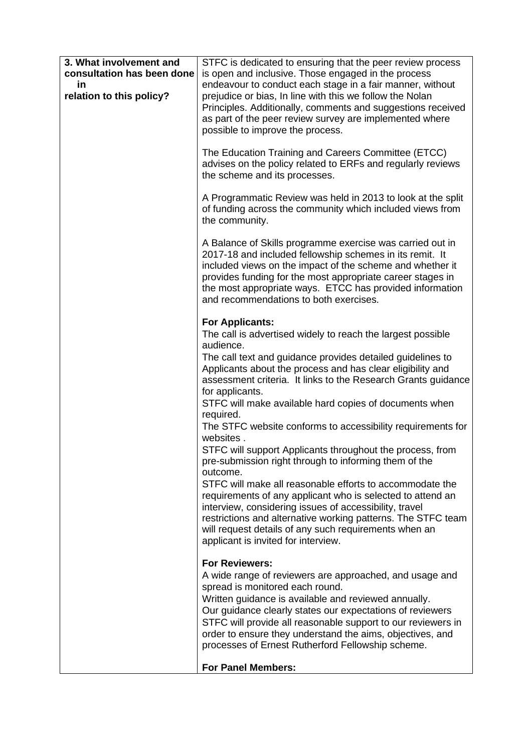| **3. What involvement and consultation has been done in relation to this policy?** | STFC is dedicated to ensuring that the peer review process is open and inclusive. Those engaged in the process endeavour to conduct each stage in a fair manner, without prejudice or bias, In line with this we follow the Nolan Principles. Additionally, comments and suggestions received as part of the peer review survey are implemented where possible to improve the process.<br><br>The Education Training and Careers Committee (ETCC) advises on the policy related to ERFs and regularly reviews the scheme and its processes.<br><br>A Programmatic Review was held in 2013 to look at the split of funding across the community which included views from the community.<br><br>A Balance of Skills programme exercise was carried out in 2017-18 and included fellowship schemes in its remit. It included views on the impact of the scheme and whether it provides funding for the most appropriate career stages in the most appropriate ways. ETCC has provided information and recommendations to both exercises.<br><br>**For Applicants:**<br>The call is advertised widely to reach the largest possible audience.<br>The call text and guidance provides detailed guidelines to Applicants about the process and has clear eligibility and assessment criteria. It links to the Research Grants guidance for applicants.<br>STFC will make available hard copies of documents when required.<br>The STFC website conforms to accessibility requirements for websites .<br>STFC will support Applicants throughout the process, from pre-submission right through to informing them of the outcome.<br>STFC will make all reasonable efforts to accommodate the requirements of any applicant who is selected to attend an interview, considering issues of accessibility, travel restrictions and alternative working patterns. The STFC team will request details of any such requirements when an applicant is invited for interview.<br><br>**For Reviewers:**<br>A wide range of reviewers are approached, and usage and spread is monitored each round.<br>Written guidance is available and reviewed annually.<br>Our guidance clearly states our expectations of reviewers<br>STFC will provide all reasonable support to our reviewers in order to ensure they understand the aims, objectives, and processes of Ernest Rutherford Fellowship scheme.<br><br>**For Panel Members:** |
|---|---|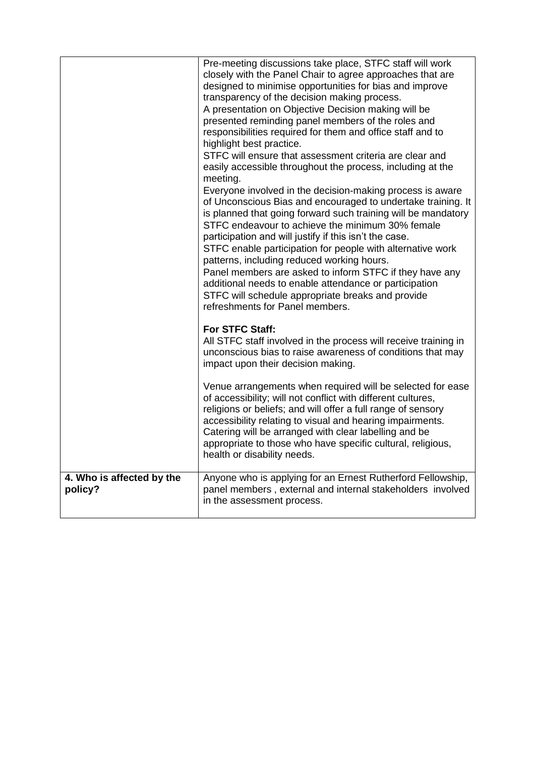| | |
|---|---|
| | Pre-meeting discussions take place, STFC staff will work closely with the Panel Chair to agree approaches that are designed to minimise opportunities for bias and improve transparency of the decision making process.<br>A presentation on Objective Decision making will be presented reminding panel members of the roles and responsibilities required for them and office staff and to highlight best practice.<br>STFC will ensure that assessment criteria are clear and easily accessible throughout the process, including at the meeting.<br>Everyone involved in the decision-making process is aware of Unconscious Bias and encouraged to undertake training. It is planned that going forward such training will be mandatory<br>STFC endeavour to achieve the minimum 30% female participation and will justify if this isn't the case.<br>STFC enable participation for people with alternative work patterns, including reduced working hours.<br>Panel members are asked to inform STFC if they have any additional needs to enable attendance or participation<br>STFC will schedule appropriate breaks and provide refreshments for Panel members.<br><br>**For STFC Staff:**<br>All STFC staff involved in the process will receive training in unconscious bias to raise awareness of conditions that may impact upon their decision making.<br><br>Venue arrangements when required will be selected for ease of accessibility; will not conflict with different cultures, religions or beliefs; and will offer a full range of sensory accessibility relating to visual and hearing impairments. Catering will be arranged with clear labelling and be appropriate to those who have specific cultural, religious, health or disability needs. |
| **4. Who is affected by the policy?** | Anyone who is applying for an Ernest Rutherford Fellowship, panel members , external and internal stakeholders involved in the assessment process. |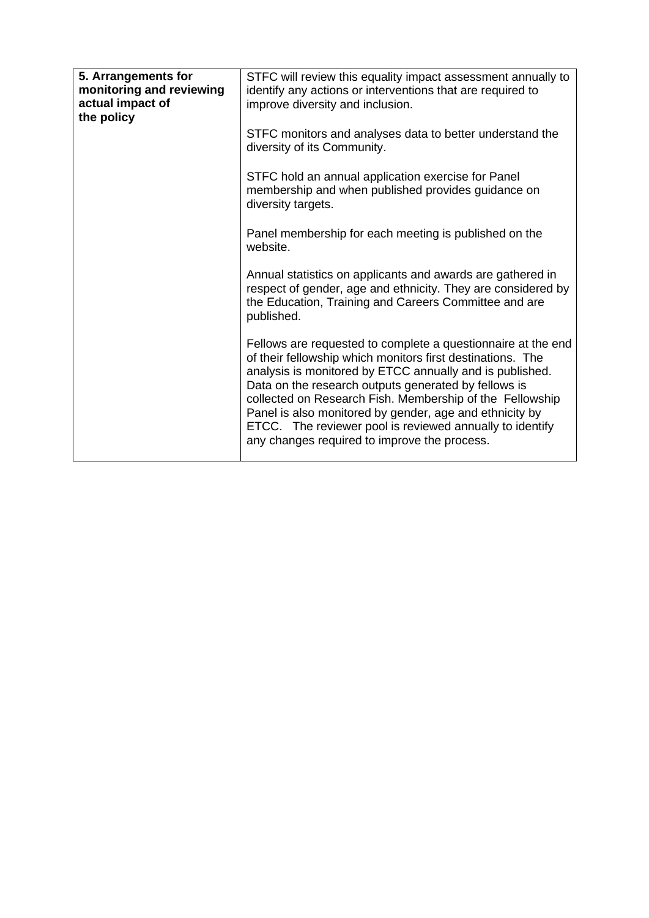| **5. Arrangements for monitoring and reviewing actual impact of the policy** | STFC will review this equality impact assessment annually to identify any actions or interventions that are required to improve diversity and inclusion.<br><br>STFC monitors and analyses data to better understand the diversity of its Community.<br><br>STFC hold an annual application exercise for Panel membership and when published provides guidance on diversity targets.<br><br>Panel membership for each meeting is published on the website.<br><br>Annual statistics on applicants and awards are gathered in respect of gender, age and ethnicity. They are considered by the Education, Training and Careers Committee and are published.<br><br>Fellows are requested to complete a questionnaire at the end of their fellowship which monitors first destinations. The analysis is monitored by ETCC annually and is published. Data on the research outputs generated by fellows is collected on Research Fish. Membership of the Fellowship Panel is also monitored by gender, age and ethnicity by ETCC. The reviewer pool is reviewed annually to identify any changes required to improve the process. |
|---|---|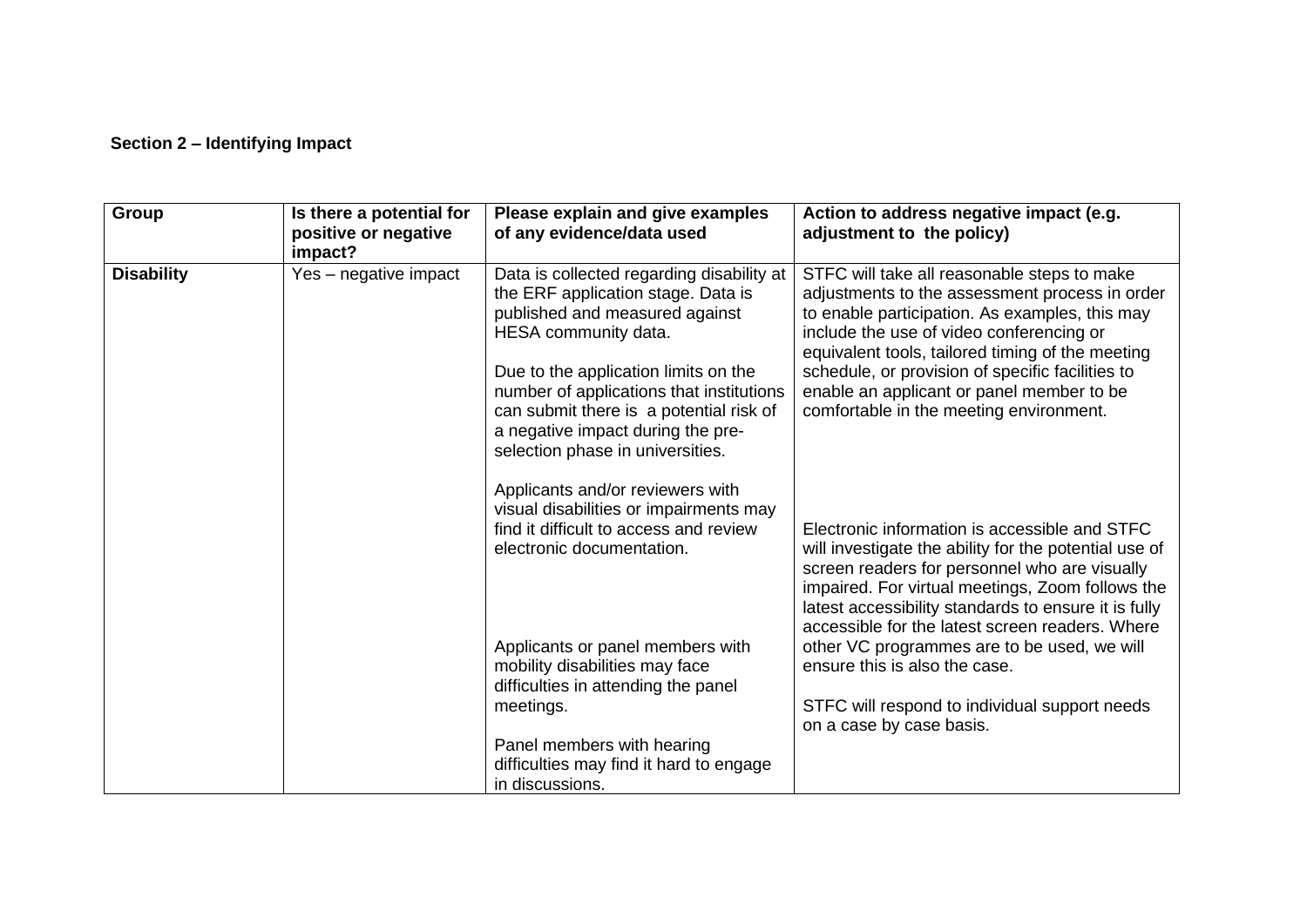**Section 2 – Identifying Impact**

| Group | Is there a potential for positive or negative impact? | Please explain and give examples of any evidence/data used | Action to address negative impact (e.g. adjustment to the policy) |
|---|---|---|---|
| **Disability** | Yes – negative impact | Data is collected regarding disability at the ERF application stage. Data is published and measured against HESA community data.<br><br>Due to the application limits on the number of applications that institutions can submit there is a potential risk of a negative impact during the pre-selection phase in universities.<br><br>Applicants and/or reviewers with visual disabilities or impairments may find it difficult to access and review electronic documentation.<br><br>Applicants or panel members with mobility disabilities may face difficulties in attending the panel meetings.<br><br>Panel members with hearing difficulties may find it hard to engage in discussions. | STFC will take all reasonable steps to make adjustments to the assessment process in order to enable participation. As examples, this may include the use of video conferencing or equivalent tools, tailored timing of the meeting schedule, or provision of specific facilities to enable an applicant or panel member to be comfortable in the meeting environment.<br><br>Electronic information is accessible and STFC will investigate the ability for the potential use of screen readers for personnel who are visually impaired. For virtual meetings, Zoom follows the latest accessibility standards to ensure it is fully accessible for the latest screen readers. Where other VC programmes are to be used, we will ensure this is also the case.<br><br>STFC will respond to individual support needs on a case by case basis. |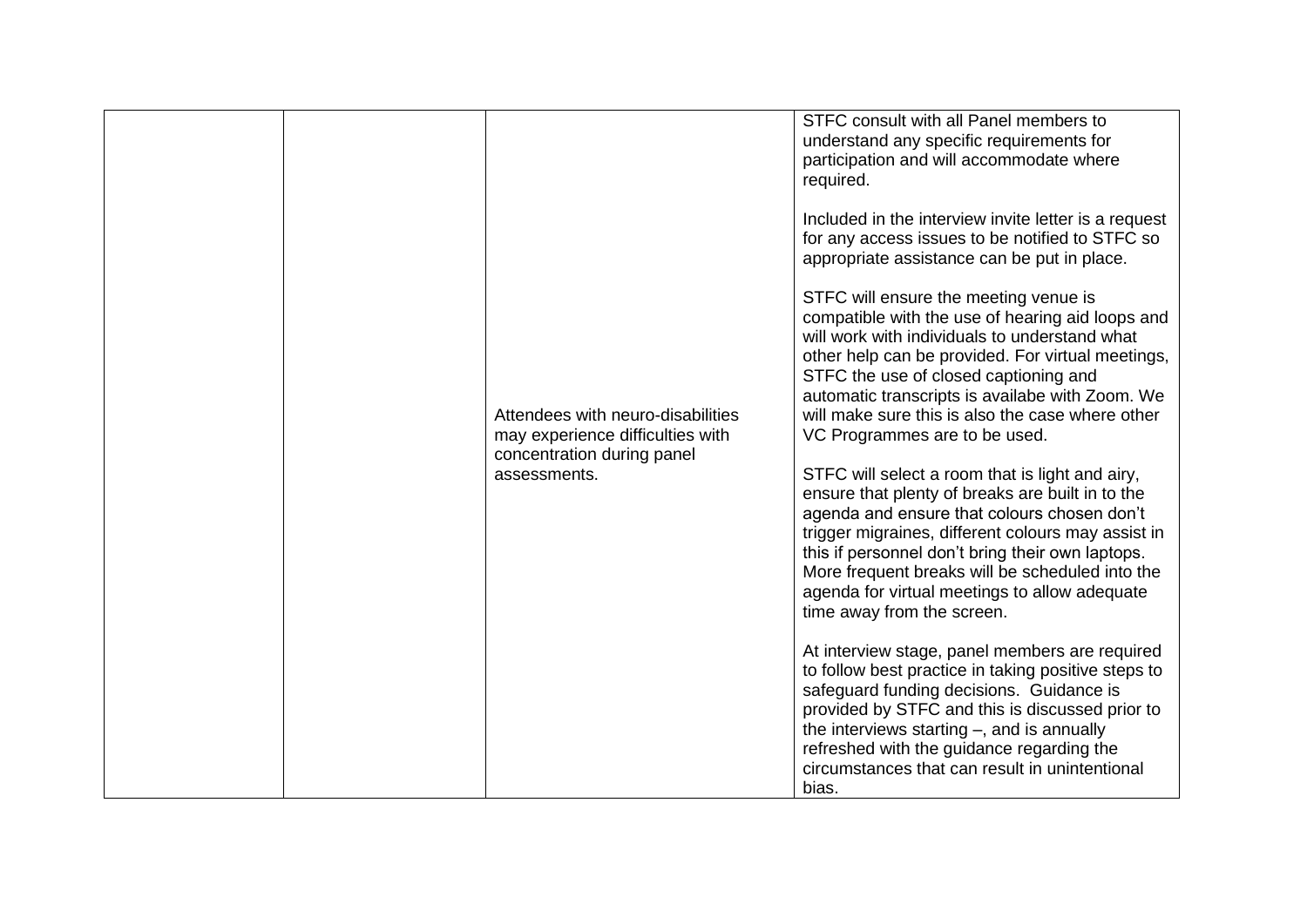|  |  |  |  |
|---|---|---|---|
|  |  | Attendees with neuro-disabilities may experience difficulties with concentration during panel assessments. | STFC consult with all Panel members to understand any specific requirements for participation and will accommodate where required.<br><br>Included in the interview invite letter is a request for any access issues to be notified to STFC so appropriate assistance can be put in place.<br><br>STFC will ensure the meeting venue is compatible with the use of hearing aid loops and will work with individuals to understand what other help can be provided. For virtual meetings, STFC the use of closed captioning and automatic transcripts is availabe with Zoom. We will make sure this is also the case where other VC Programmes are to be used.<br><br>STFC will select a room that is light and airy, ensure that plenty of breaks are built in to the agenda and ensure that colours chosen don't trigger migraines, different colours may assist in this if personnel don't bring their own laptops. More frequent breaks will be scheduled into the agenda for virtual meetings to allow adequate time away from the screen.<br><br>At interview stage, panel members are required to follow best practice in taking positive steps to safeguard funding decisions. Guidance is provided by STFC and this is discussed prior to the interviews starting –, and is annually refreshed with the guidance regarding the circumstances that can result in unintentional bias. |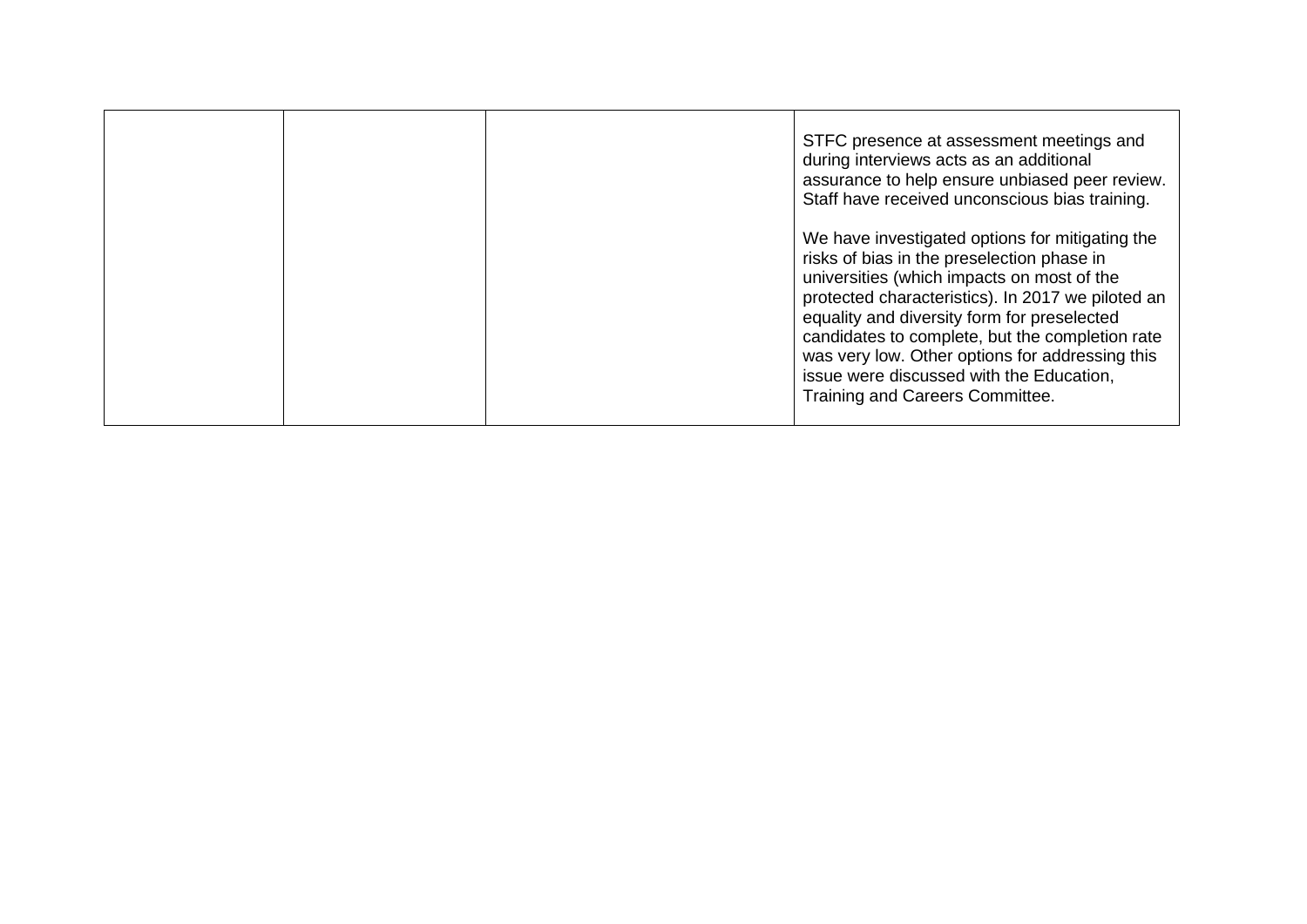| | | | |
|---|---|---|---|
| | | | STFC presence at assessment meetings and during interviews acts as an additional assurance to help ensure unbiased peer review. Staff have received unconscious bias training.<br><br>We have investigated options for mitigating the risks of bias in the preselection phase in universities (which impacts on most of the protected characteristics). In 2017 we piloted an equality and diversity form for preselected candidates to complete, but the completion rate was very low. Other options for addressing this issue were discussed with the Education, Training and Careers Committee. |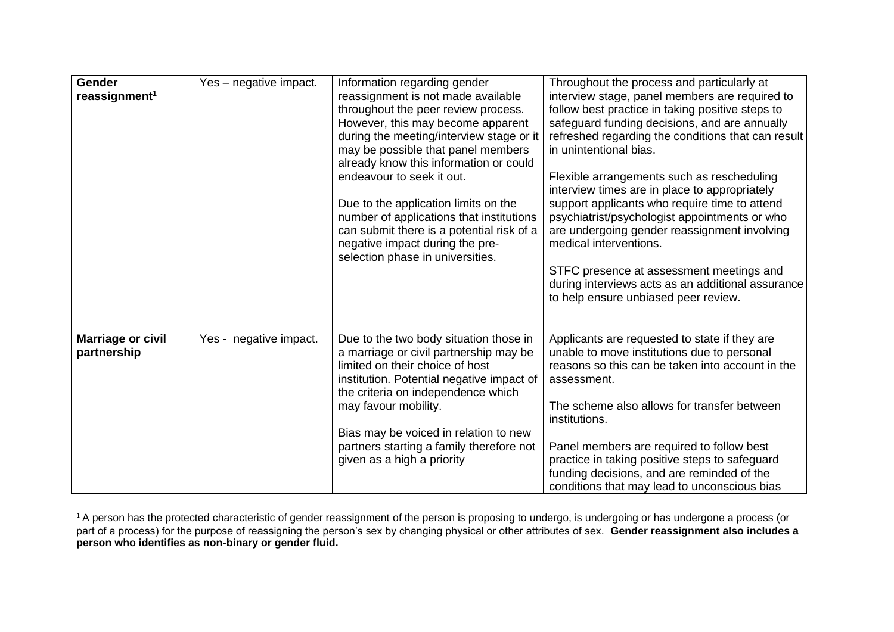| | | | |
|---|---|---|---|
| **Gender reassignment**[1] | Yes – negative impact. | Information regarding gender reassignment is not made available throughout the peer review process. However, this may become apparent during the meeting/interview stage or it may be possible that panel members already know this information or could endeavour to seek it out.<br><br>Due to the application limits on the number of applications that institutions can submit there is a potential risk of a negative impact during the pre-selection phase in universities. | Throughout the process and particularly at interview stage, panel members are required to follow best practice in taking positive steps to safeguard funding decisions, and are annually refreshed regarding the conditions that can result in unintentional bias.<br><br>Flexible arrangements such as rescheduling interview times are in place to appropriately support applicants who require time to attend psychiatrist/psychologist appointments or who are undergoing gender reassignment involving medical interventions.<br><br>STFC presence at assessment meetings and during interviews acts as an additional assurance to help ensure unbiased peer review. |
| **Marriage or civil partnership** | Yes - negative impact. | Due to the two body situation those in a marriage or civil partnership may be limited on their choice of host institution. Potential negative impact of the criteria on independence which may favour mobility.<br><br>Bias may be voiced in relation to new partners starting a family therefore not given as a high a priority | Applicants are requested to state if they are unable to move institutions due to personal reasons so this can be taken into account in the assessment.<br><br>The scheme also allows for transfer between institutions.<br><br>Panel members are required to follow best practice in taking positive steps to safeguard funding decisions, and are reminded of the conditions that may lead to unconscious bias |

[1] A person has the protected characteristic of gender reassignment of the person is proposing to undergo, is undergoing or has undergone a process (or part of a process) for the purpose of reassigning the person's sex by changing physical or other attributes of sex. **Gender reassignment also includes a person who identifies as non-binary or gender fluid.**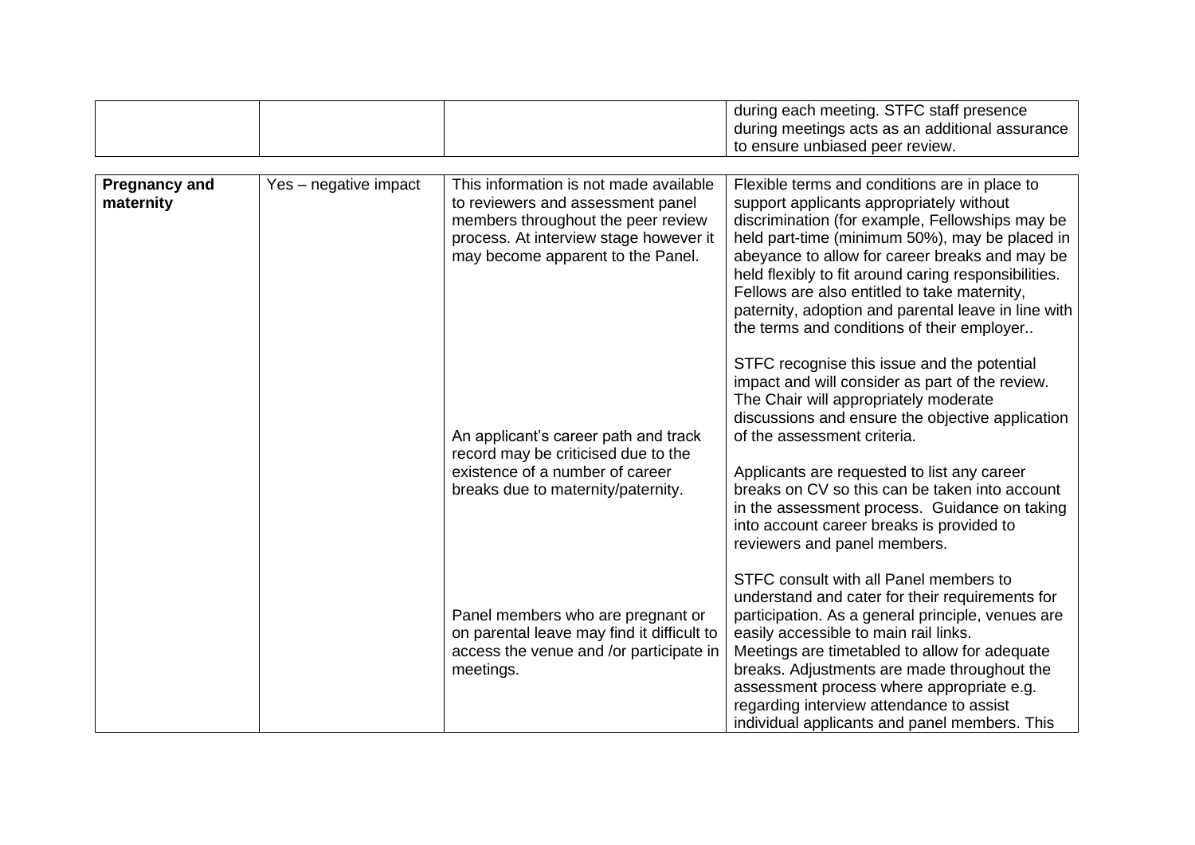| | | | |
|---|---|---|---|
| | | | during each meeting. STFC staff presence during meetings acts as an additional assurance to ensure unbiased peer review. |

| | | | |
|---|---|---|---|
| **Pregnancy and maternity** | Yes – negative impact | This information is not made available to reviewers and assessment panel members throughout the peer review process. At interview stage however it may become apparent to the Panel. | Flexible terms and conditions are in place to support applicants appropriately without discrimination (for example, Fellowships may be held part-time (minimum 50%), may be placed in abeyance to allow for career breaks and may be held flexibly to fit around caring responsibilities. Fellows are also entitled to take maternity, paternity, adoption and parental leave in line with the terms and conditions of their employer.. |
| | | | STFC recognise this issue and the potential impact and will consider as part of the review. The Chair will appropriately moderate discussions and ensure the objective application of the assessment criteria. |
| | | An applicant's career path and track record may be criticised due to the existence of a number of career breaks due to maternity/paternity. | Applicants are requested to list any career breaks on CV so this can be taken into account in the assessment process. Guidance on taking into account career breaks is provided to reviewers and panel members. |
| | | Panel members who are pregnant or on parental leave may find it difficult to access the venue and /or participate in meetings. | STFC consult with all Panel members to understand and cater for their requirements for participation. As a general principle, venues are easily accessible to main rail links. Meetings are timetabled to allow for adequate breaks. Adjustments are made throughout the assessment process where appropriate e.g. regarding interview attendance to assist individual applicants and panel members. This |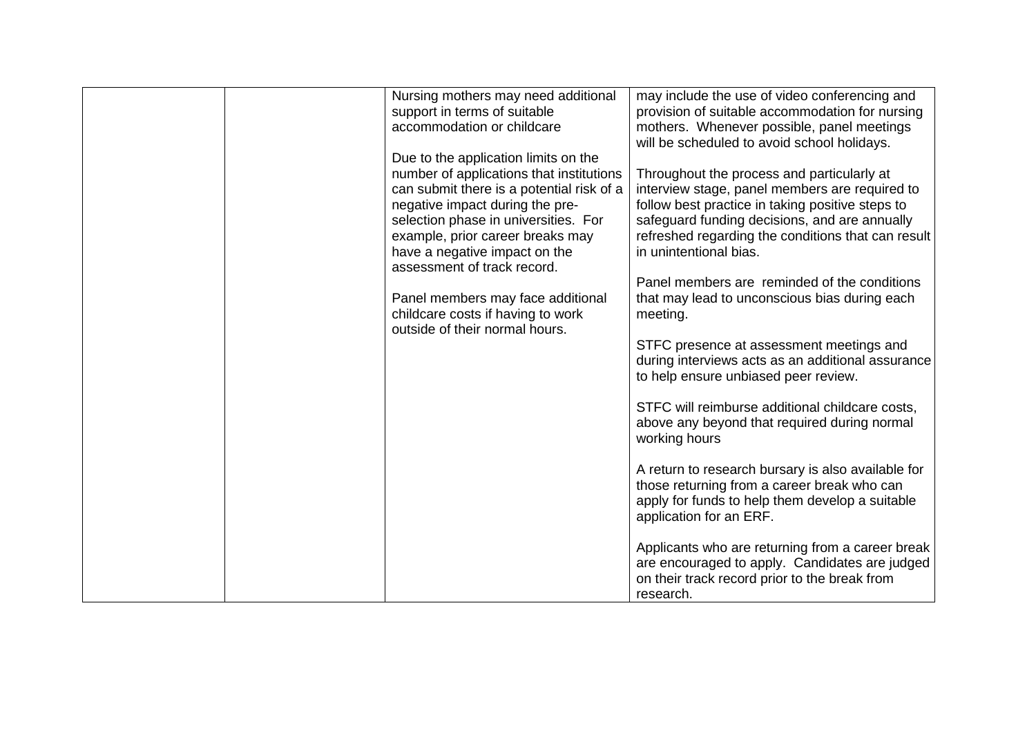| | | | |
|---|---|---|---|
| | | Nursing mothers may need additional support in terms of suitable accommodation or childcare<br><br>Due to the application limits on the number of applications that institutions can submit there is a potential risk of a negative impact during the pre-selection phase in universities. For example, prior career breaks may have a negative impact on the assessment of track record.<br><br>Panel members may face additional childcare costs if having to work outside of their normal hours. | may include the use of video conferencing and provision of suitable accommodation for nursing mothers. Whenever possible, panel meetings will be scheduled to avoid school holidays.<br><br>Throughout the process and particularly at interview stage, panel members are required to follow best practice in taking positive steps to safeguard funding decisions, and are annually refreshed regarding the conditions that can result in unintentional bias.<br><br>Panel members are reminded of the conditions that may lead to unconscious bias during each meeting.<br><br>STFC presence at assessment meetings and during interviews acts as an additional assurance to help ensure unbiased peer review.<br><br>STFC will reimburse additional childcare costs, above any beyond that required during normal working hours<br><br>A return to research bursary is also available for those returning from a career break who can apply for funds to help them develop a suitable application for an ERF.<br><br>Applicants who are returning from a career break are encouraged to apply. Candidates are judged on their track record prior to the break from research. |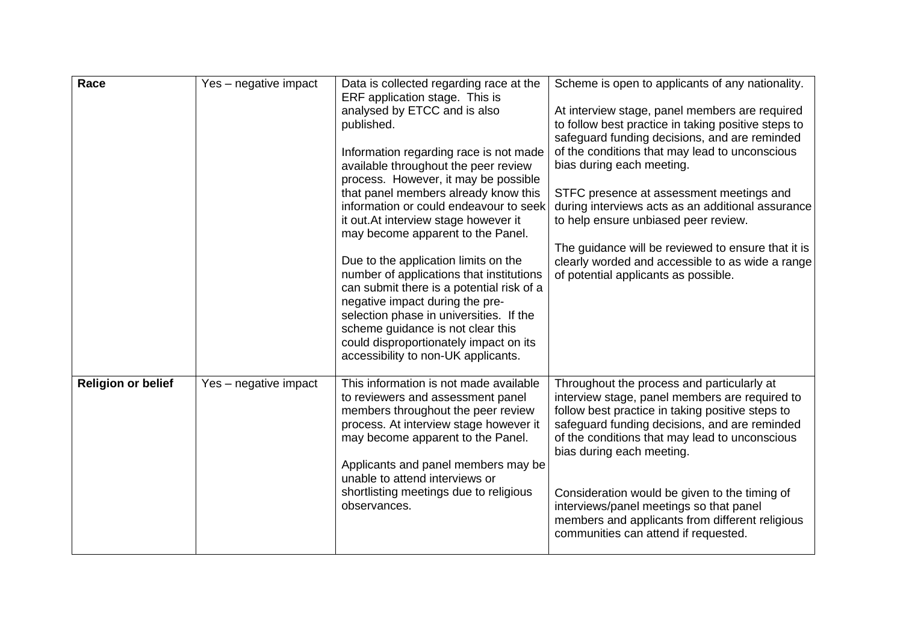| Race | Yes – negative impact | Data is collected regarding race at the ERF application stage. This is analysed by ETCC and is also published.<br><br>Information regarding race is not made available throughout the peer review process. However, it may be possible that panel members already know this information or could endeavour to seek it out.At interview stage however it may become apparent to the Panel.<br><br>Due to the application limits on the number of applications that institutions can submit there is a potential risk of a negative impact during the pre-selection phase in universities. If the scheme guidance is not clear this could disproportionately impact on its accessibility to non-UK applicants. | Scheme is open to applicants of any nationality.<br><br>At interview stage, panel members are required to follow best practice in taking positive steps to safeguard funding decisions, and are reminded of the conditions that may lead to unconscious bias during each meeting.<br><br>STFC presence at assessment meetings and during interviews acts as an additional assurance to help ensure unbiased peer review.<br><br>The guidance will be reviewed to ensure that it is clearly worded and accessible to as wide a range of potential applicants as possible. |
|---|---|---|---|
| **Religion or belief** | Yes – negative impact | This information is not made available to reviewers and assessment panel members throughout the peer review process. At interview stage however it may become apparent to the Panel.<br><br>Applicants and panel members may be unable to attend interviews or shortlisting meetings due to religious observances. | Throughout the process and particularly at interview stage, panel members are required to follow best practice in taking positive steps to safeguard funding decisions, and are reminded of the conditions that may lead to unconscious bias during each meeting.<br><br>Consideration would be given to the timing of interviews/panel meetings so that panel members and applicants from different religious communities can attend if requested. |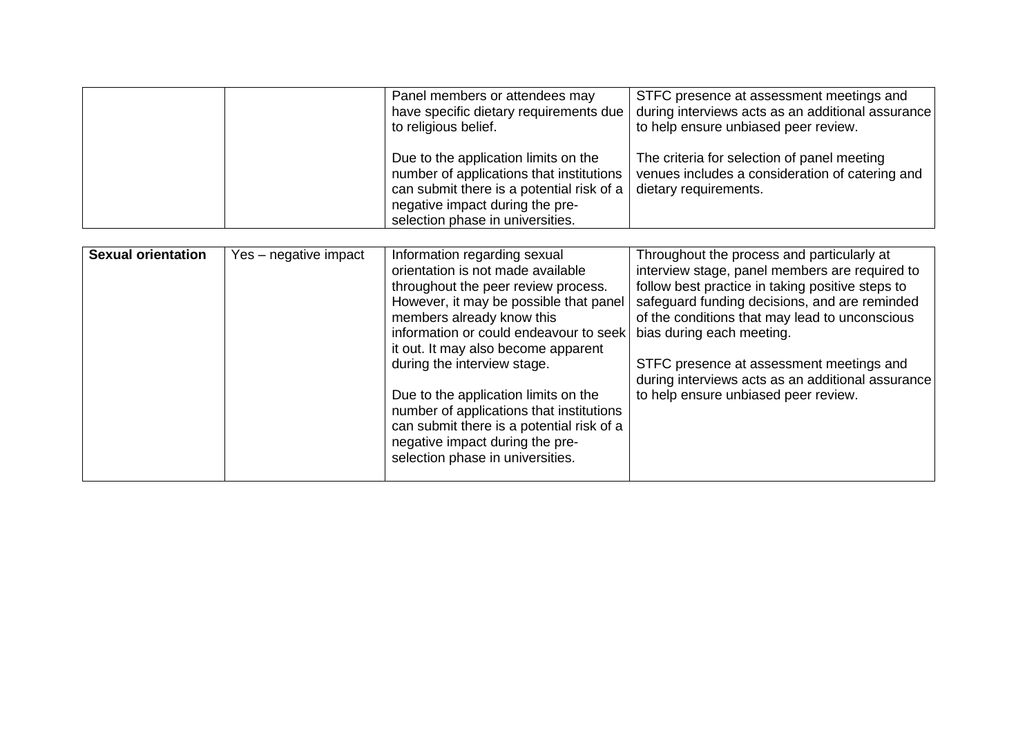| | | | |
|---|---|---|---|
| | | Panel members or attendees may have specific dietary requirements due to religious belief.<br><br>Due to the application limits on the number of applications that institutions can submit there is a potential risk of a negative impact during the pre-selection phase in universities. | STFC presence at assessment meetings and during interviews acts as an additional assurance to help ensure unbiased peer review.<br><br>The criteria for selection of panel meeting venues includes a consideration of catering and dietary requirements. |

| | | | |
|---|---|---|---|
| **Sexual orientation** | Yes – negative impact | Information regarding sexual orientation is not made available throughout the peer review process. However, it may be possible that panel members already know this information or could endeavour to seek it out. It may also become apparent during the interview stage.<br><br>Due to the application limits on the number of applications that institutions can submit there is a potential risk of a negative impact during the pre-selection phase in universities. | Throughout the process and particularly at interview stage, panel members are required to follow best practice in taking positive steps to safeguard funding decisions, and are reminded of the conditions that may lead to unconscious bias during each meeting.<br><br>STFC presence at assessment meetings and during interviews acts as an additional assurance to help ensure unbiased peer review. |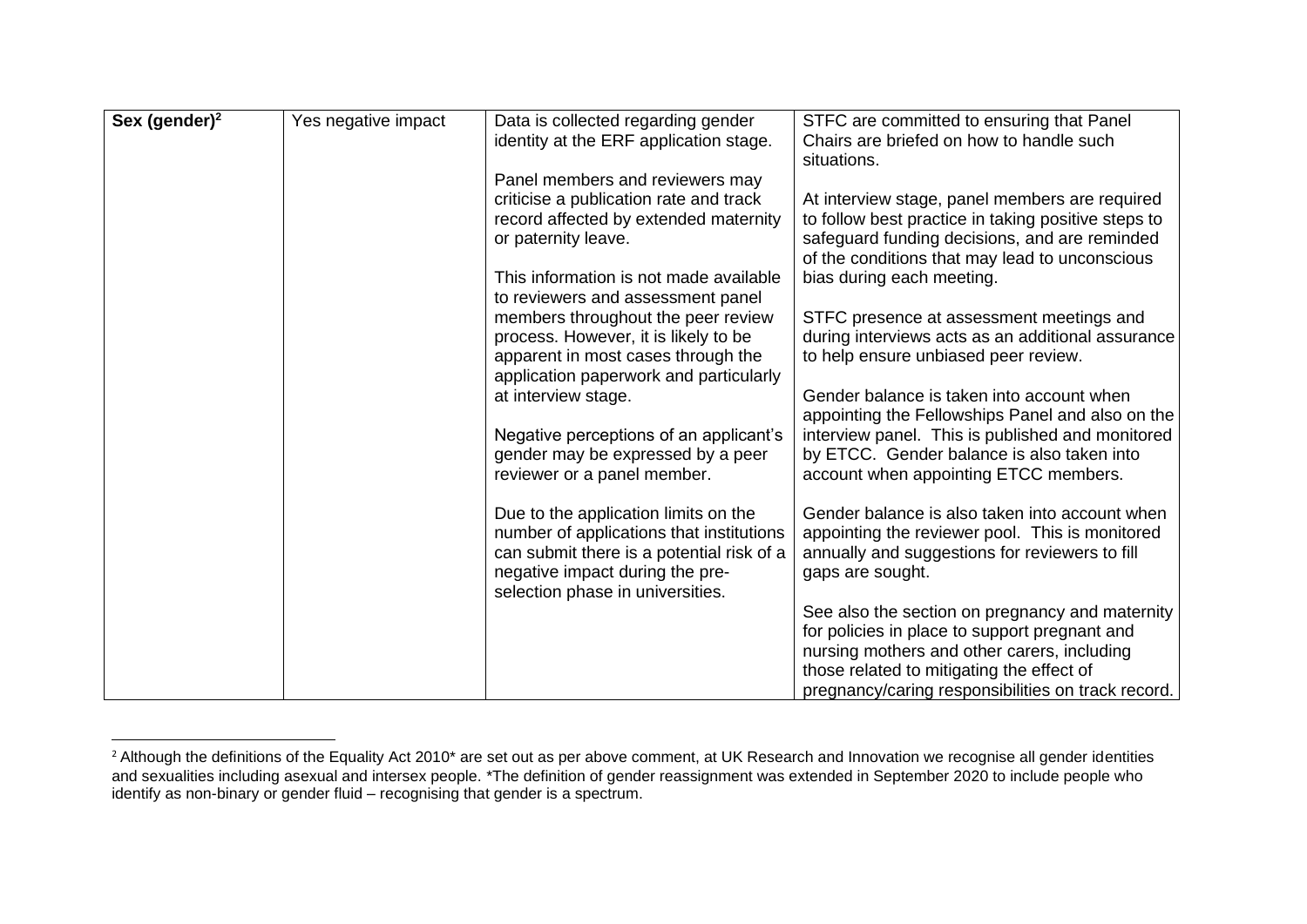| Sex (gender)[2] | Yes negative impact | Data is collected regarding gender identity at the ERF application stage.<br><br>Panel members and reviewers may criticise a publication rate and track record affected by extended maternity or paternity leave.<br><br>This information is not made available to reviewers and assessment panel members throughout the peer review process. However, it is likely to be apparent in most cases through the application paperwork and particularly at interview stage.<br><br>Negative perceptions of an applicant's gender may be expressed by a peer reviewer or a panel member.<br><br>Due to the application limits on the number of applications that institutions can submit there is a potential risk of a negative impact during the pre-selection phase in universities. | STFC are committed to ensuring that Panel Chairs are briefed on how to handle such situations.<br><br>At interview stage, panel members are required to follow best practice in taking positive steps to safeguard funding decisions, and are reminded of the conditions that may lead to unconscious bias during each meeting.<br><br>STFC presence at assessment meetings and during interviews acts as an additional assurance to help ensure unbiased peer review.<br><br>Gender balance is taken into account when appointing the Fellowships Panel and also on the interview panel. This is published and monitored by ETCC. Gender balance is also taken into account when appointing ETCC members.<br><br>Gender balance is also taken into account when appointing the reviewer pool. This is monitored annually and suggestions for reviewers to fill gaps are sought.<br><br>See also the section on pregnancy and maternity for policies in place to support pregnant and nursing mothers and other carers, including those related to mitigating the effect of pregnancy/caring responsibilities on track record. |
|---|---|---|---|

[2] Although the definitions of the Equality Act 2010* are set out as per above comment, at UK Research and Innovation we recognise all gender identities and sexualities including asexual and intersex people. *The definition of gender reassignment was extended in September 2020 to include people who identify as non-binary or gender fluid – recognising that gender is a spectrum.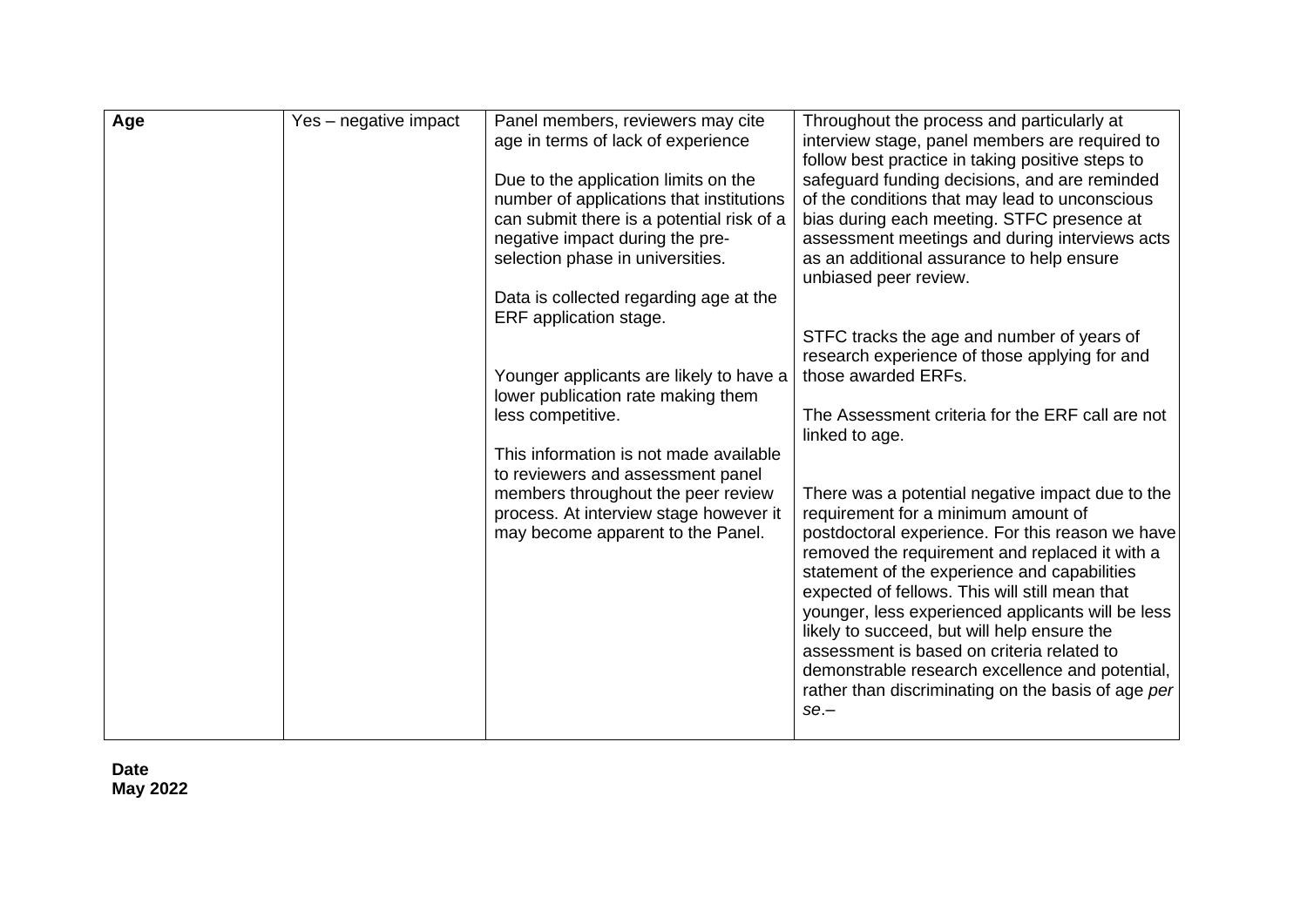| | | | |
|---|---|---|---|
| **Age** | Yes – negative impact | Panel members, reviewers may cite age in terms of lack of experience<br><br>Due to the application limits on the number of applications that institutions can submit there is a potential risk of a negative impact during the pre-selection phase in universities.<br><br>Data is collected regarding age at the ERF application stage.<br><br>Younger applicants are likely to have a lower publication rate making them less competitive.<br><br>This information is not made available to reviewers and assessment panel members throughout the peer review process. At interview stage however it may become apparent to the Panel. | Throughout the process and particularly at interview stage, panel members are required to follow best practice in taking positive steps to safeguard funding decisions, and are reminded of the conditions that may lead to unconscious bias during each meeting. STFC presence at assessment meetings and during interviews acts as an additional assurance to help ensure unbiased peer review.<br><br>STFC tracks the age and number of years of research experience of those applying for and those awarded ERFs.<br><br>The Assessment criteria for the ERF call are not linked to age.<br><br>There was a potential negative impact due to the requirement for a minimum amount of postdoctoral experience. For this reason we have removed the requirement and replaced it with a statement of the experience and capabilities expected of fellows. This will still mean that younger, less experienced applicants will be less likely to succeed, but will help ensure the assessment is based on criteria related to demonstrable research excellence and potential, rather than discriminating on the basis of age *per se*.– |

**Date**
**May 2022**